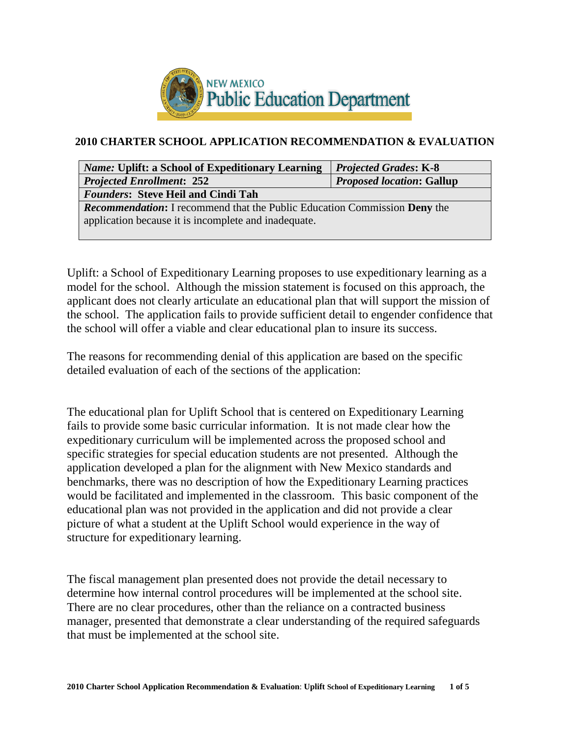NEW MEXICO
Public Education Department

## 2010 CHARTER SCHOOL APPLICATION RECOMMENDATION & EVALUATION

| *Name:* **Uplift: a School of Expeditionary Learning** | ***Projected Grades*: K-8** |
|---|---|
| ***Projected Enrollment*: 252** | ***Proposed location*: Gallup** |
| ***Founders*: Steve Heil and Cindi Tah** | |
| ***Recommendation*:** I recommend that the Public Education Commission **Deny** the application because it is incomplete and inadequate. | |

Uplift: a School of Expeditionary Learning proposes to use expeditionary learning as a model for the school. Although the mission statement is focused on this approach, the applicant does not clearly articulate an educational plan that will support the mission of the school. The application fails to provide sufficient detail to engender confidence that the school will offer a viable and clear educational plan to insure its success.

The reasons for recommending denial of this application are based on the specific detailed evaluation of each of the sections of the application:

The educational plan for Uplift School that is centered on Expeditionary Learning fails to provide some basic curricular information. It is not made clear how the expeditionary curriculum will be implemented across the proposed school and specific strategies for special education students are not presented. Although the application developed a plan for the alignment with New Mexico standards and benchmarks, there was no description of how the Expeditionary Learning practices would be facilitated and implemented in the classroom. This basic component of the educational plan was not provided in the application and did not provide a clear picture of what a student at the Uplift School would experience in the way of structure for expeditionary learning.

The fiscal management plan presented does not provide the detail necessary to determine how internal control procedures will be implemented at the school site. There are no clear procedures, other than the reliance on a contracted business manager, presented that demonstrate a clear understanding of the required safeguards that must be implemented at the school site.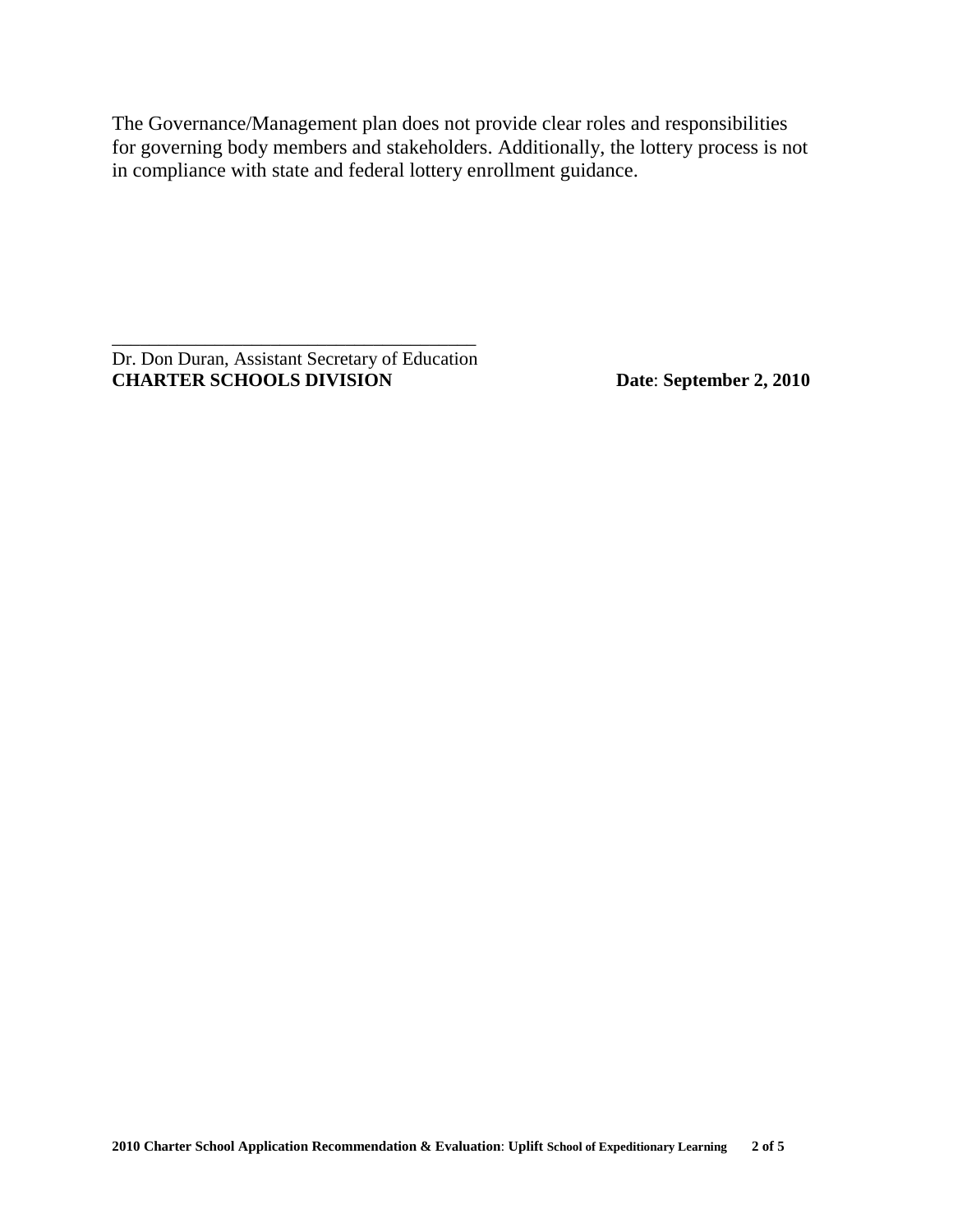The Governance/Management plan does not provide clear roles and responsibilities for governing body members and stakeholders. Additionally, the lottery process is not in compliance with state and federal lottery enrollment guidance.

\_\_\_\_\_\_\_\_\_\_\_\_\_\_\_\_\_\_\_\_\_\_\_\_\_\_\_\_\_\_\_\_\_\_\_\_\_\_\_\_

Dr. Don Duran, Assistant Secretary of Education
**CHARTER SCHOOLS DIVISION** **Date**: **September 2, 2010**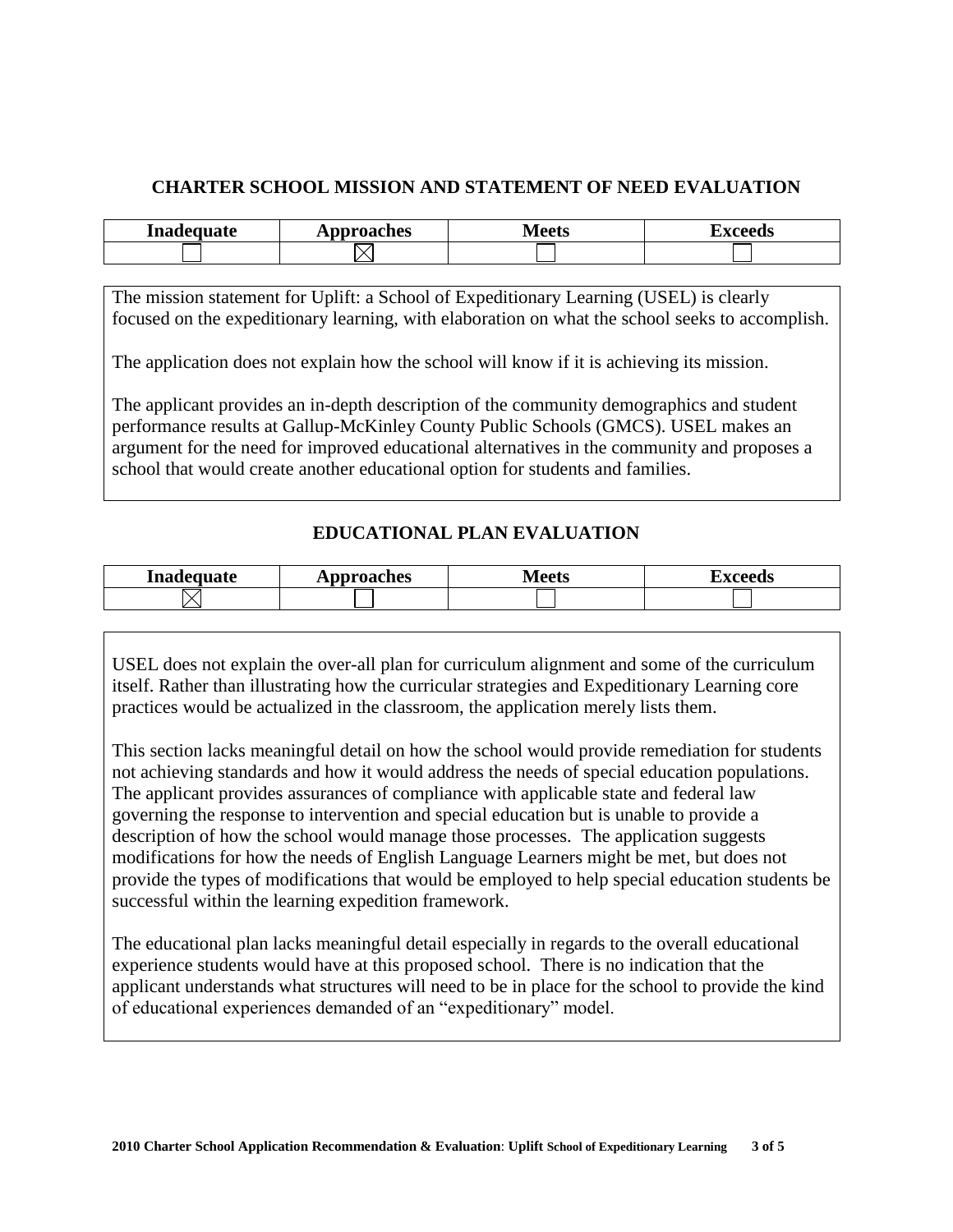## CHARTER SCHOOL MISSION AND STATEMENT OF NEED EVALUATION

| Inadequate | Approaches | Meets | Exceeds |
|---|---|---|---|
| ☐ | ☒ | ☐ | ☐ |

The mission statement for Uplift: a School of Expeditionary Learning (USEL) is clearly focused on the expeditionary learning, with elaboration on what the school seeks to accomplish.

The application does not explain how the school will know if it is achieving its mission.

The applicant provides an in-depth description of the community demographics and student performance results at Gallup-McKinley County Public Schools (GMCS). USEL makes an argument for the need for improved educational alternatives in the community and proposes a school that would create another educational option for students and families.

## EDUCATIONAL PLAN EVALUATION

| Inadequate | Approaches | Meets | Exceeds |
|---|---|---|---|
| ☒ | ☐ | ☐ | ☐ |

USEL does not explain the over-all plan for curriculum alignment and some of the curriculum itself. Rather than illustrating how the curricular strategies and Expeditionary Learning core practices would be actualized in the classroom, the application merely lists them.

This section lacks meaningful detail on how the school would provide remediation for students not achieving standards and how it would address the needs of special education populations. The applicant provides assurances of compliance with applicable state and federal law governing the response to intervention and special education but is unable to provide a description of how the school would manage those processes. The application suggests modifications for how the needs of English Language Learners might be met, but does not provide the types of modifications that would be employed to help special education students be successful within the learning expedition framework.

The educational plan lacks meaningful detail especially in regards to the overall educational experience students would have at this proposed school. There is no indication that the applicant understands what structures will need to be in place for the school to provide the kind of educational experiences demanded of an "expeditionary" model.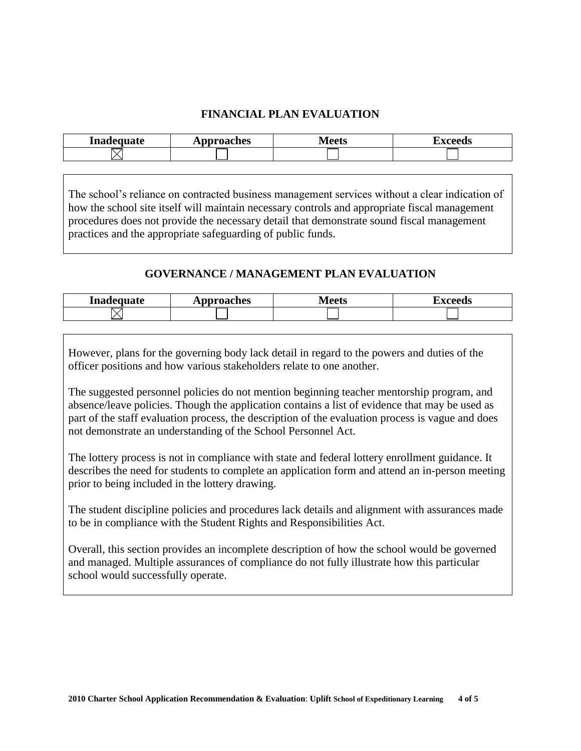## FINANCIAL PLAN EVALUATION

| Inadequate | Approaches | Meets | Exceeds |
|---|---|---|---|
| ☒ | ☐ | ☐ | ☐ |

The school's reliance on contracted business management services without a clear indication of how the school site itself will maintain necessary controls and appropriate fiscal management procedures does not provide the necessary detail that demonstrate sound fiscal management practices and the appropriate safeguarding of public funds.

## GOVERNANCE / MANAGEMENT PLAN EVALUATION

| Inadequate | Approaches | Meets | Exceeds |
|---|---|---|---|
| ☒ | ☐ | ☐ | ☐ |

However, plans for the governing body lack detail in regard to the powers and duties of the officer positions and how various stakeholders relate to one another.

The suggested personnel policies do not mention beginning teacher mentorship program, and absence/leave policies. Though the application contains a list of evidence that may be used as part of the staff evaluation process, the description of the evaluation process is vague and does not demonstrate an understanding of the School Personnel Act.

The lottery process is not in compliance with state and federal lottery enrollment guidance. It describes the need for students to complete an application form and attend an in-person meeting prior to being included in the lottery drawing.

The student discipline policies and procedures lack details and alignment with assurances made to be in compliance with the Student Rights and Responsibilities Act.

Overall, this section provides an incomplete description of how the school would be governed and managed. Multiple assurances of compliance do not fully illustrate how this particular school would successfully operate.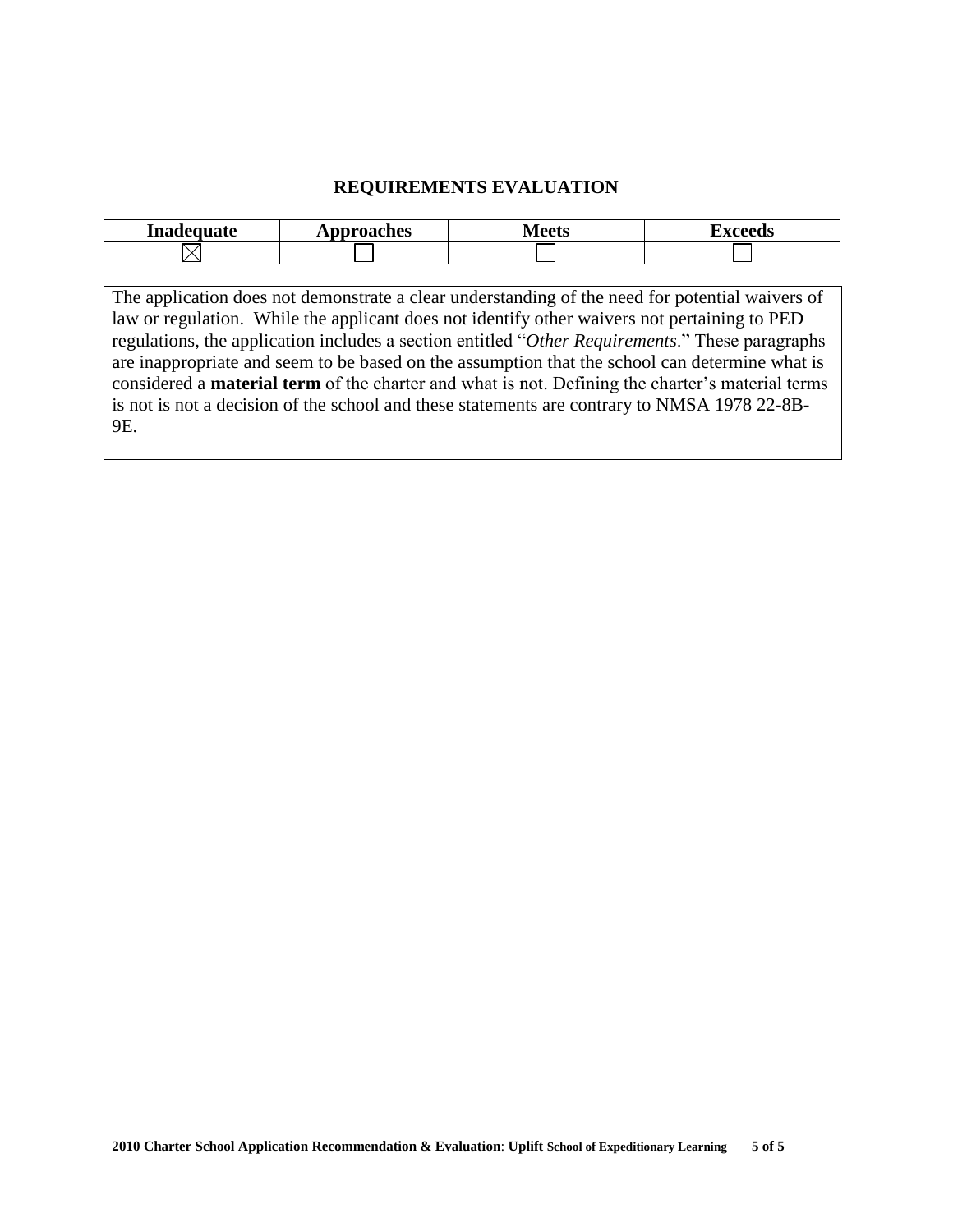## REQUIREMENTS EVALUATION

| Inadequate | Approaches | Meets | Exceeds |
|---|---|---|---|
| ☒ | ☐ | ☐ | ☐ |

The application does not demonstrate a clear understanding of the need for potential waivers of law or regulation. While the applicant does not identify other waivers not pertaining to PED regulations, the application includes a section entitled "*Other Requirements*." These paragraphs are inappropriate and seem to be based on the assumption that the school can determine what is considered a **material term** of the charter and what is not. Defining the charter's material terms is not is not a decision of the school and these statements are contrary to NMSA 1978 22-8B-9E.